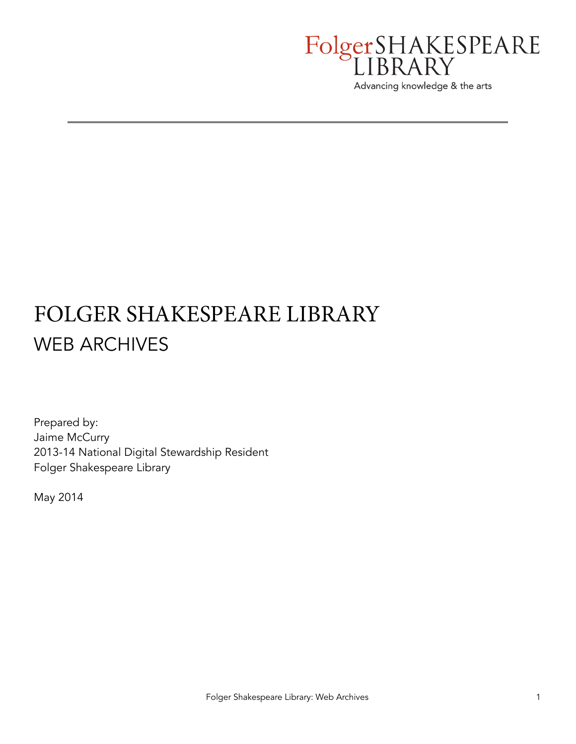Folger SHAKESPEARE LIBRARY

Advancing knowledge & the arts

# FOLGER SHAKESPEARE LIBRARY
## WEB ARCHIVES

Prepared by:
Jaime McCurry
2013-14 National Digital Stewardship Resident
Folger Shakespeare Library

May 2014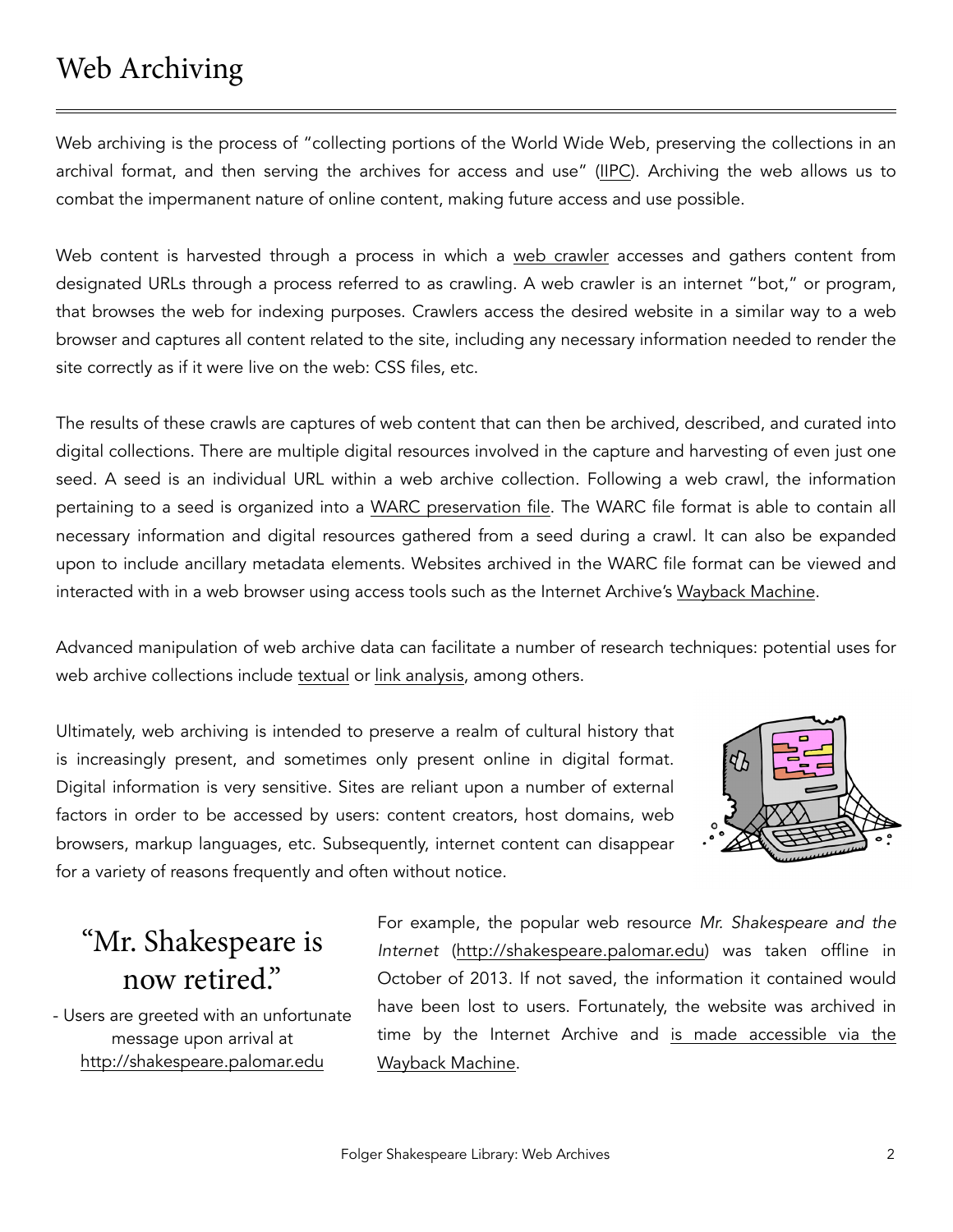# Web Archiving

Web archiving is the process of "collecting portions of the World Wide Web, preserving the collections in an archival format, and then serving the archives for access and use" (IIPC). Archiving the web allows us to combat the impermanent nature of online content, making future access and use possible.

Web content is harvested through a process in which a web crawler accesses and gathers content from designated URLs through a process referred to as crawling. A web crawler is an internet "bot," or program, that browses the web for indexing purposes. Crawlers access the desired website in a similar way to a web browser and captures all content related to the site, including any necessary information needed to render the site correctly as if it were live on the web: CSS files, etc.

The results of these crawls are captures of web content that can then be archived, described, and curated into digital collections. There are multiple digital resources involved in the capture and harvesting of even just one seed. A seed is an individual URL within a web archive collection. Following a web crawl, the information pertaining to a seed is organized into a WARC preservation file. The WARC file format is able to contain all necessary information and digital resources gathered from a seed during a crawl. It can also be expanded upon to include ancillary metadata elements. Websites archived in the WARC file format can be viewed and interacted with in a web browser using access tools such as the Internet Archive's Wayback Machine.

Advanced manipulation of web archive data can facilitate a number of research techniques: potential uses for web archive collections include textual or link analysis, among others.

Ultimately, web archiving is intended to preserve a realm of cultural history that is increasingly present, and sometimes only present online in digital format. Digital information is very sensitive. Sites are reliant upon a number of external factors in order to be accessed by users: content creators, host domains, web browsers, markup languages, etc. Subsequently, internet content can disappear for a variety of reasons frequently and often without notice.

> "Mr. Shakespeare is now retired."
>
> \- Users are greeted with an unfortunate message upon arrival at http://shakespeare.palomar.edu

For example, the popular web resource *Mr. Shakespeare and the Internet* (http://shakespeare.palomar.edu) was taken offline in October of 2013. If not saved, the information it contained would have been lost to users. Fortunately, the website was archived in time by the Internet Archive and is made accessible via the Wayback Machine.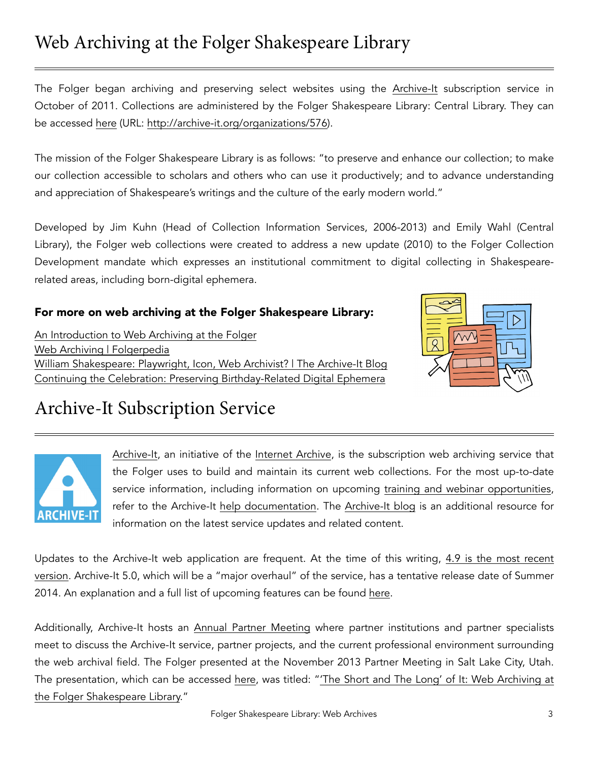# Web Archiving at the Folger Shakespeare Library

The Folger began archiving and preserving select websites using the Archive-It subscription service in October of 2011. Collections are administered by the Folger Shakespeare Library: Central Library. They can be accessed here (URL: http://archive-it.org/organizations/576).

The mission of the Folger Shakespeare Library is as follows: "to preserve and enhance our collection; to make our collection accessible to scholars and others who can use it productively; and to advance understanding and appreciation of Shakespeare's writings and the culture of the early modern world."

Developed by Jim Kuhn (Head of Collection Information Services, 2006-2013) and Emily Wahl (Central Library), the Folger web collections were created to address a new update (2010) to the Folger Collection Development mandate which expresses an institutional commitment to digital collecting in Shakespeare-related areas, including born-digital ephemera.

**For more on web archiving at the Folger Shakespeare Library:**

An Introduction to Web Archiving at the Folger
Web Archiving | Folgerpedia
William Shakespeare: Playwright, Icon, Web Archivist? | The Archive-It Blog
Continuing the Celebration: Preserving Birthday-Related Digital Ephemera

# Archive-It Subscription Service

Archive-It, an initiative of the Internet Archive, is the subscription web archiving service that the Folger uses to build and maintain its current web collections. For the most up-to-date service information, including information on upcoming training and webinar opportunities, refer to the Archive-It help documentation. The Archive-It blog is an additional resource for information on the latest service updates and related content.

Updates to the Archive-It web application are frequent. At the time of this writing, 4.9 is the most recent version. Archive-It 5.0, which will be a "major overhaul" of the service, has a tentative release date of Summer 2014. An explanation and a full list of upcoming features can be found here.

Additionally, Archive-It hosts an Annual Partner Meeting where partner institutions and partner specialists meet to discuss the Archive-It service, partner projects, and the current professional environment surrounding the web archival field. The Folger presented at the November 2013 Partner Meeting in Salt Lake City, Utah. The presentation, which can be accessed here, was titled: "'The Short and The Long' of It: Web Archiving at the Folger Shakespeare Library."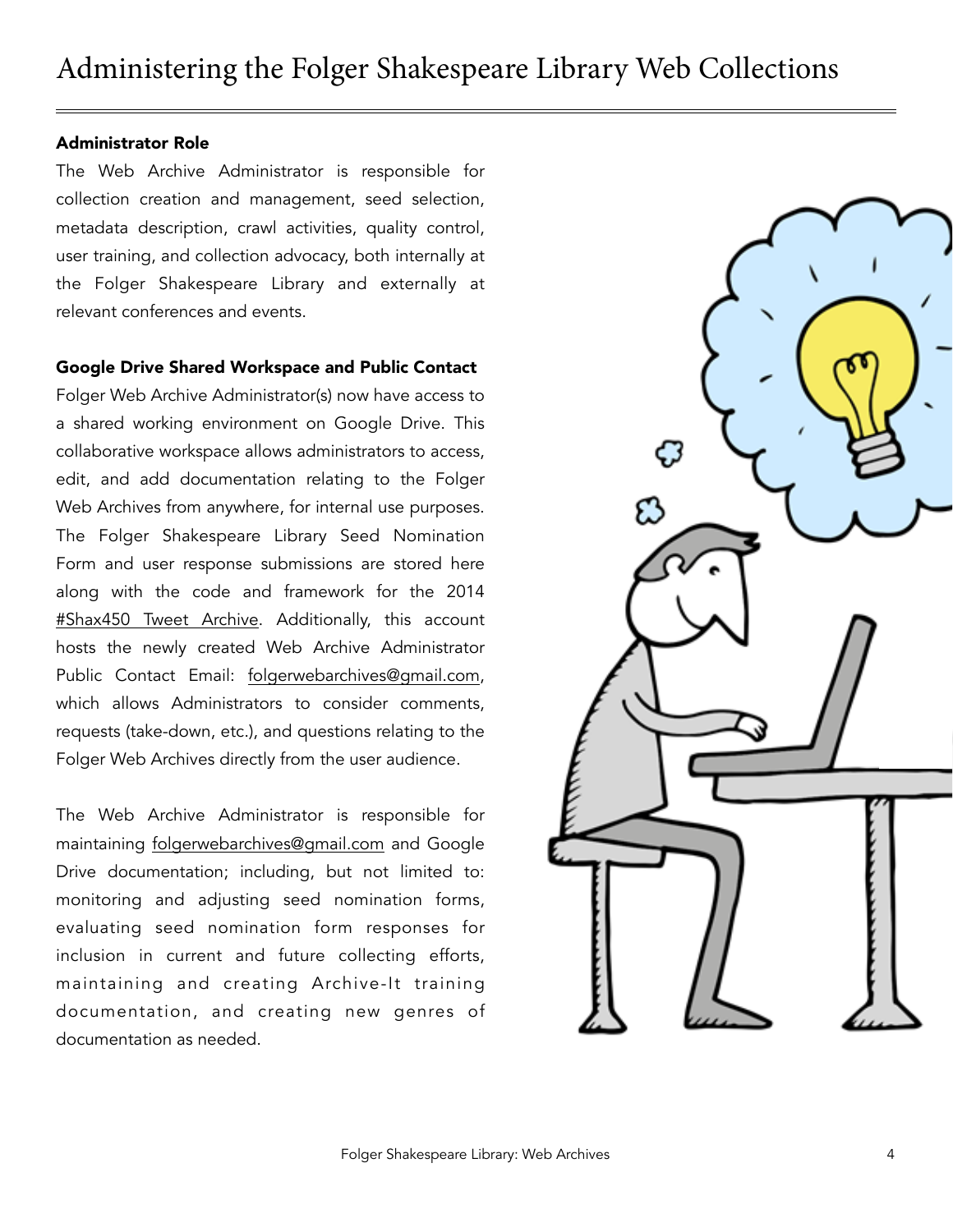# Administering the Folger Shakespeare Library Web Collections

**Administrator Role**

The Web Archive Administrator is responsible for collection creation and management, seed selection, metadata description, crawl activities, quality control, user training, and collection advocacy, both internally at the Folger Shakespeare Library and externally at relevant conferences and events.

**Google Drive Shared Workspace and Public Contact**

Folger Web Archive Administrator(s) now have access to a shared working environment on Google Drive. This collaborative workspace allows administrators to access, edit, and add documentation relating to the Folger Web Archives from anywhere, for internal use purposes. The Folger Shakespeare Library Seed Nomination Form and user response submissions are stored here along with the code and framework for the 2014 #Shax450 Tweet Archive. Additionally, this account hosts the newly created Web Archive Administrator Public Contact Email: folgerwebarchives@gmail.com, which allows Administrators to consider comments, requests (take-down, etc.), and questions relating to the Folger Web Archives directly from the user audience.

The Web Archive Administrator is responsible for maintaining folgerwebarchives@gmail.com and Google Drive documentation; including, but not limited to: monitoring and adjusting seed nomination forms, evaluating seed nomination form responses for inclusion in current and future collecting efforts, maintaining and creating Archive-It training documentation, and creating new genres of documentation as needed.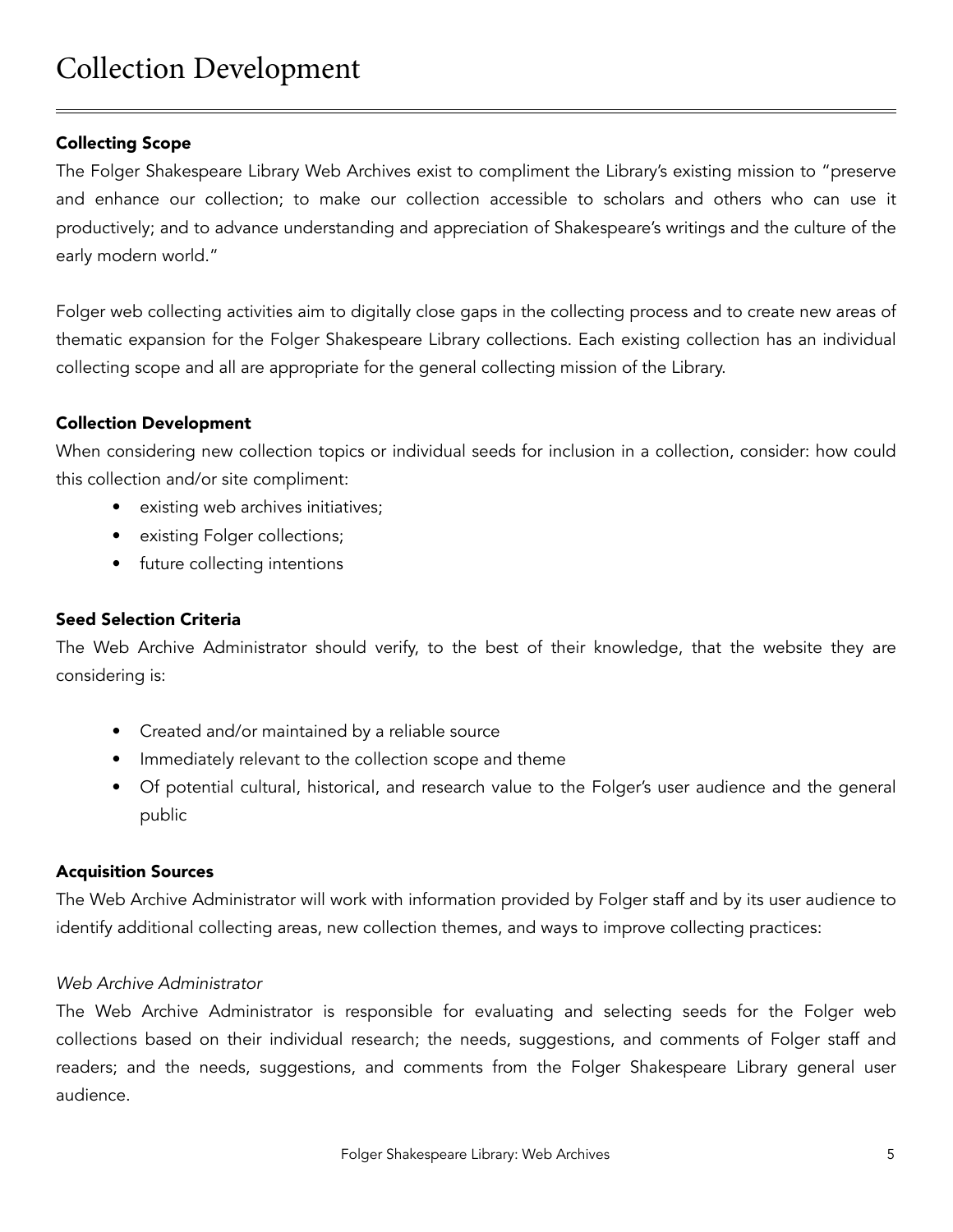# Collection Development

### Collecting Scope

The Folger Shakespeare Library Web Archives exist to compliment the Library's existing mission to "preserve and enhance our collection; to make our collection accessible to scholars and others who can use it productively; and to advance understanding and appreciation of Shakespeare's writings and the culture of the early modern world."

Folger web collecting activities aim to digitally close gaps in the collecting process and to create new areas of thematic expansion for the Folger Shakespeare Library collections. Each existing collection has an individual collecting scope and all are appropriate for the general collecting mission of the Library.

### Collection Development

When considering new collection topics or individual seeds for inclusion in a collection, consider: how could this collection and/or site compliment:

- existing web archives initiatives;
- existing Folger collections;
- future collecting intentions

### Seed Selection Criteria

The Web Archive Administrator should verify, to the best of their knowledge, that the website they are considering is:

- Created and/or maintained by a reliable source
- Immediately relevant to the collection scope and theme
- Of potential cultural, historical, and research value to the Folger's user audience and the general public

### Acquisition Sources

The Web Archive Administrator will work with information provided by Folger staff and by its user audience to identify additional collecting areas, new collection themes, and ways to improve collecting practices:

*Web Archive Administrator*

The Web Archive Administrator is responsible for evaluating and selecting seeds for the Folger web collections based on their individual research; the needs, suggestions, and comments of Folger staff and readers; and the needs, suggestions, and comments from the Folger Shakespeare Library general user audience.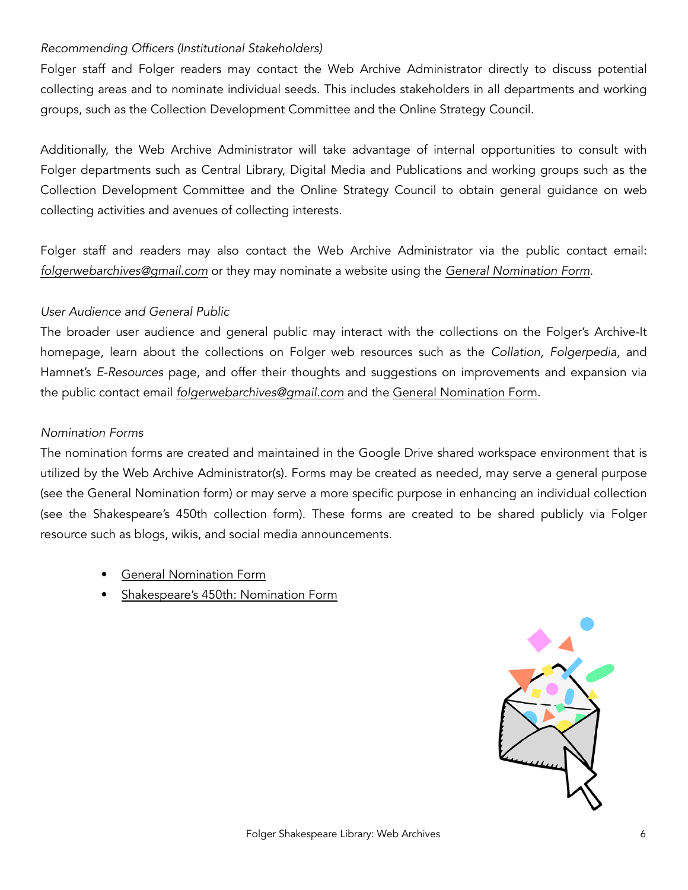*Recommending Officers (Institutional Stakeholders)*

Folger staff and Folger readers may contact the Web Archive Administrator directly to discuss potential collecting areas and to nominate individual seeds. This includes stakeholders in all departments and working groups, such as the Collection Development Committee and the Online Strategy Council.

Additionally, the Web Archive Administrator will take advantage of internal opportunities to consult with Folger departments such as Central Library, Digital Media and Publications and working groups such as the Collection Development Committee and the Online Strategy Council to obtain general guidance on web collecting activities and avenues of collecting interests.

Folger staff and readers may also contact the Web Archive Administrator via the public contact email: *folgerwebarchives@gmail.com* or they may nominate a website using the *General Nomination Form*.

*User Audience and General Public*

The broader user audience and general public may interact with the collections on the Folger's Archive-It homepage, learn about the collections on Folger web resources such as the *Collation, Folgerpedia,* and Hamnet's *E-Resources* page, and offer their thoughts and suggestions on improvements and expansion via the public contact email *folgerwebarchives@gmail.com* and the General Nomination Form.

*Nomination Forms*

The nomination forms are created and maintained in the Google Drive shared workspace environment that is utilized by the Web Archive Administrator(s). Forms may be created as needed, may serve a general purpose (see the General Nomination form) or may serve a more specific purpose in enhancing an individual collection (see the Shakespeare's 450th collection form). These forms are created to be shared publicly via Folger resource such as blogs, wikis, and social media announcements.

- General Nomination Form
- Shakespeare's 450th: Nomination Form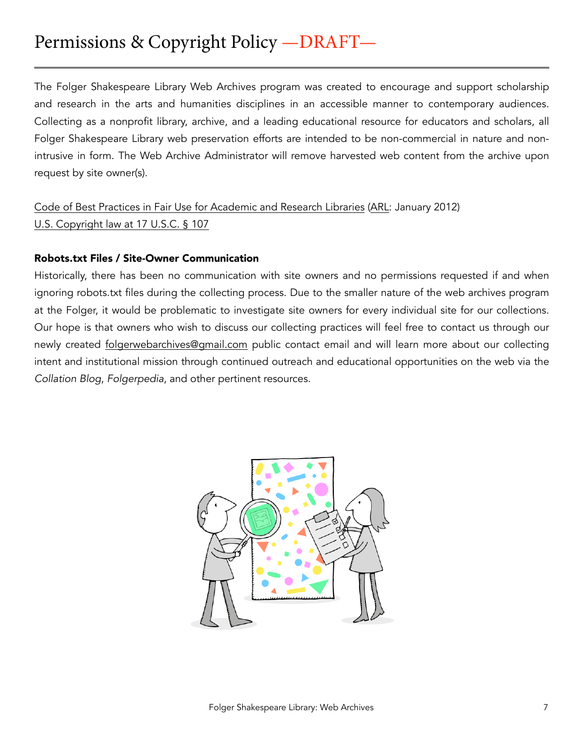# Permissions & Copyright Policy —DRAFT—

The Folger Shakespeare Library Web Archives program was created to encourage and support scholarship and research in the arts and humanities disciplines in an accessible manner to contemporary audiences. Collecting as a nonprofit library, archive, and a leading educational resource for educators and scholars, all Folger Shakespeare Library web preservation efforts are intended to be non-commercial in nature and non-intrusive in form. The Web Archive Administrator will remove harvested web content from the archive upon request by site owner(s).

Code of Best Practices in Fair Use for Academic and Research Libraries (ARL: January 2012)
U.S. Copyright law at 17 U.S.C. § 107

**Robots.txt Files / Site-Owner Communication**

Historically, there has been no communication with site owners and no permissions requested if and when ignoring robots.txt files during the collecting process. Due to the smaller nature of the web archives program at the Folger, it would be problematic to investigate site owners for every individual site for our collections. Our hope is that owners who wish to discuss our collecting practices will feel free to contact us through our newly created folgerwebarchives@gmail.com public contact email and will learn more about our collecting intent and institutional mission through continued outreach and educational opportunities on the web via the *Collation Blog*, *Folgerpedia*, and other pertinent resources.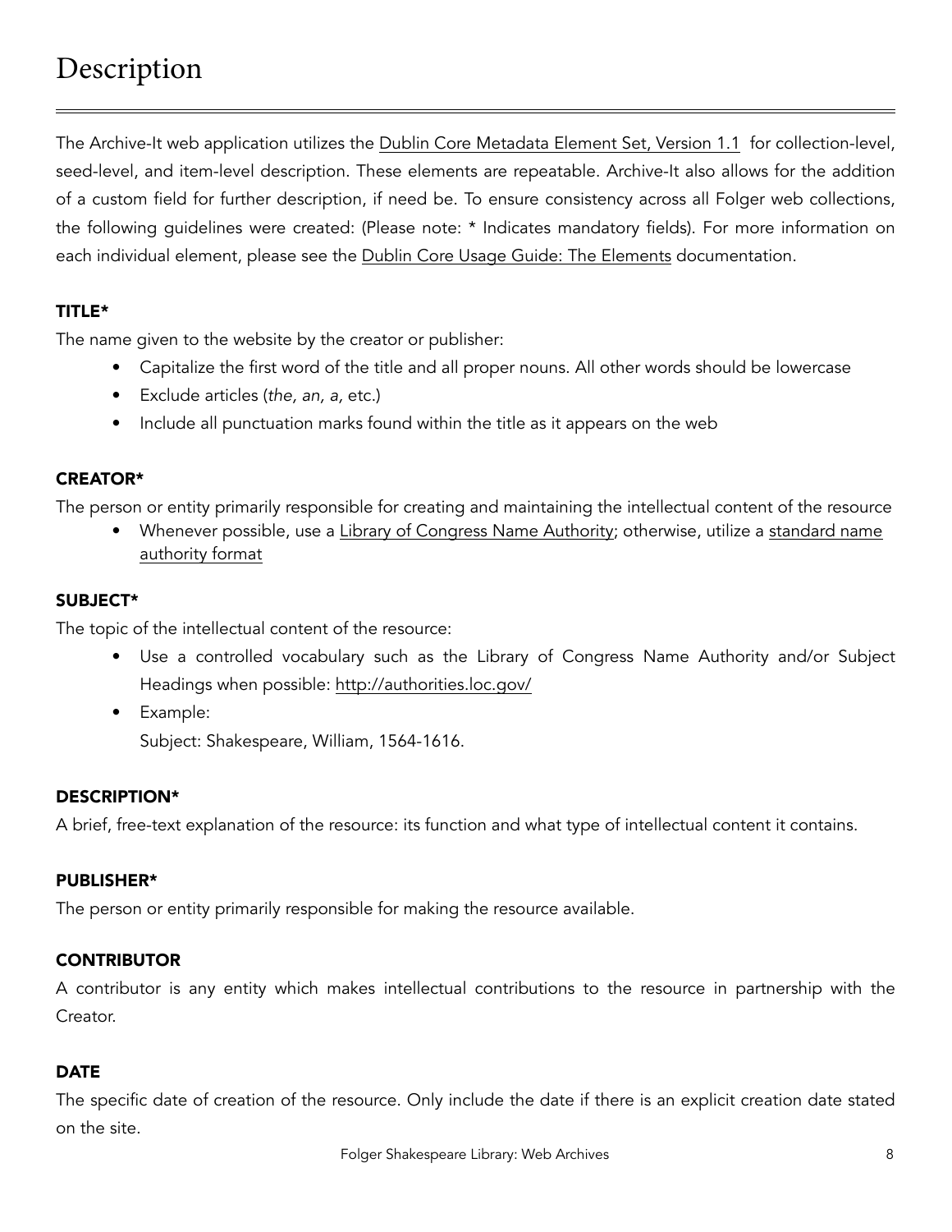# Description

The Archive-It web application utilizes the Dublin Core Metadata Element Set, Version 1.1 for collection-level, seed-level, and item-level description. These elements are repeatable. Archive-It also allows for the addition of a custom field for further description, if need be. To ensure consistency across all Folger web collections, the following guidelines were created: (Please note: * Indicates mandatory fields). For more information on each individual element, please see the Dublin Core Usage Guide: The Elements documentation.

### TITLE*

The name given to the website by the creator or publisher:

- Capitalize the first word of the title and all proper nouns. All other words should be lowercase
- Exclude articles (*the, an, a,* etc.)
- Include all punctuation marks found within the title as it appears on the web

### CREATOR*

The person or entity primarily responsible for creating and maintaining the intellectual content of the resource

- Whenever possible, use a Library of Congress Name Authority; otherwise, utilize a standard name authority format

### SUBJECT*

The topic of the intellectual content of the resource:

- Use a controlled vocabulary such as the Library of Congress Name Authority and/or Subject Headings when possible: http://authorities.loc.gov/
- Example:
  Subject: Shakespeare, William, 1564-1616.

### DESCRIPTION*

A brief, free-text explanation of the resource: its function and what type of intellectual content it contains.

### PUBLISHER*

The person or entity primarily responsible for making the resource available.

### CONTRIBUTOR

A contributor is any entity which makes intellectual contributions to the resource in partnership with the Creator.

### DATE

The specific date of creation of the resource. Only include the date if there is an explicit creation date stated on the site.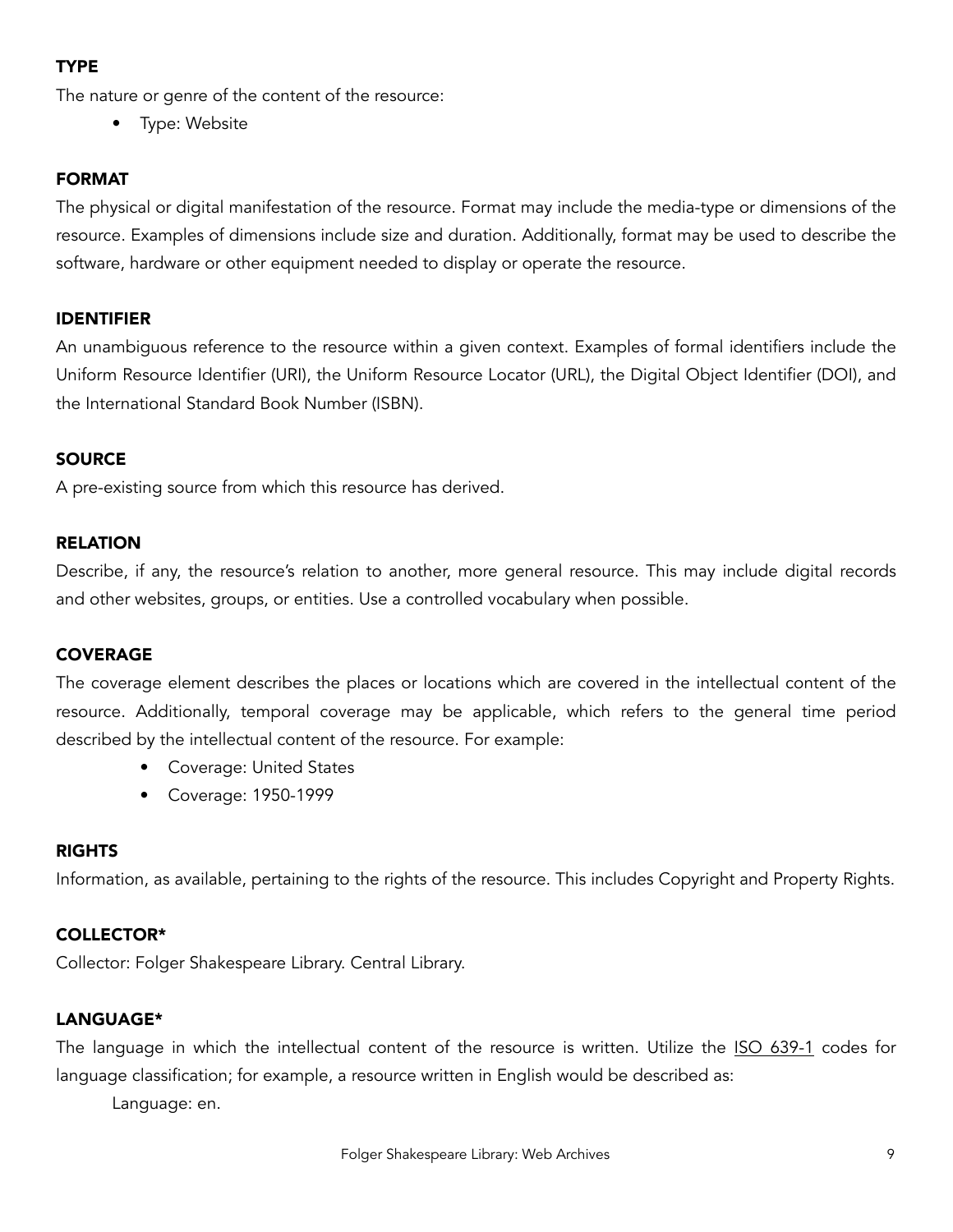### TYPE

The nature or genre of the content of the resource:

- Type: Website

### FORMAT

The physical or digital manifestation of the resource. Format may include the media-type or dimensions of the resource. Examples of dimensions include size and duration. Additionally, format may be used to describe the software, hardware or other equipment needed to display or operate the resource.

### IDENTIFIER

An unambiguous reference to the resource within a given context. Examples of formal identifiers include the Uniform Resource Identifier (URI), the Uniform Resource Locator (URL), the Digital Object Identifier (DOI), and the International Standard Book Number (ISBN).

### SOURCE

A pre-existing source from which this resource has derived.

### RELATION

Describe, if any, the resource's relation to another, more general resource. This may include digital records and other websites, groups, or entities. Use a controlled vocabulary when possible.

### COVERAGE

The coverage element describes the places or locations which are covered in the intellectual content of the resource. Additionally, temporal coverage may be applicable, which refers to the general time period described by the intellectual content of the resource. For example:

- Coverage: United States
- Coverage: 1950-1999

### RIGHTS

Information, as available, pertaining to the rights of the resource. This includes Copyright and Property Rights.

### COLLECTOR*

Collector: Folger Shakespeare Library. Central Library.

### LANGUAGE*

The language in which the intellectual content of the resource is written. Utilize the ISO 639-1 codes for language classification; for example, a resource written in English would be described as:

Language: en.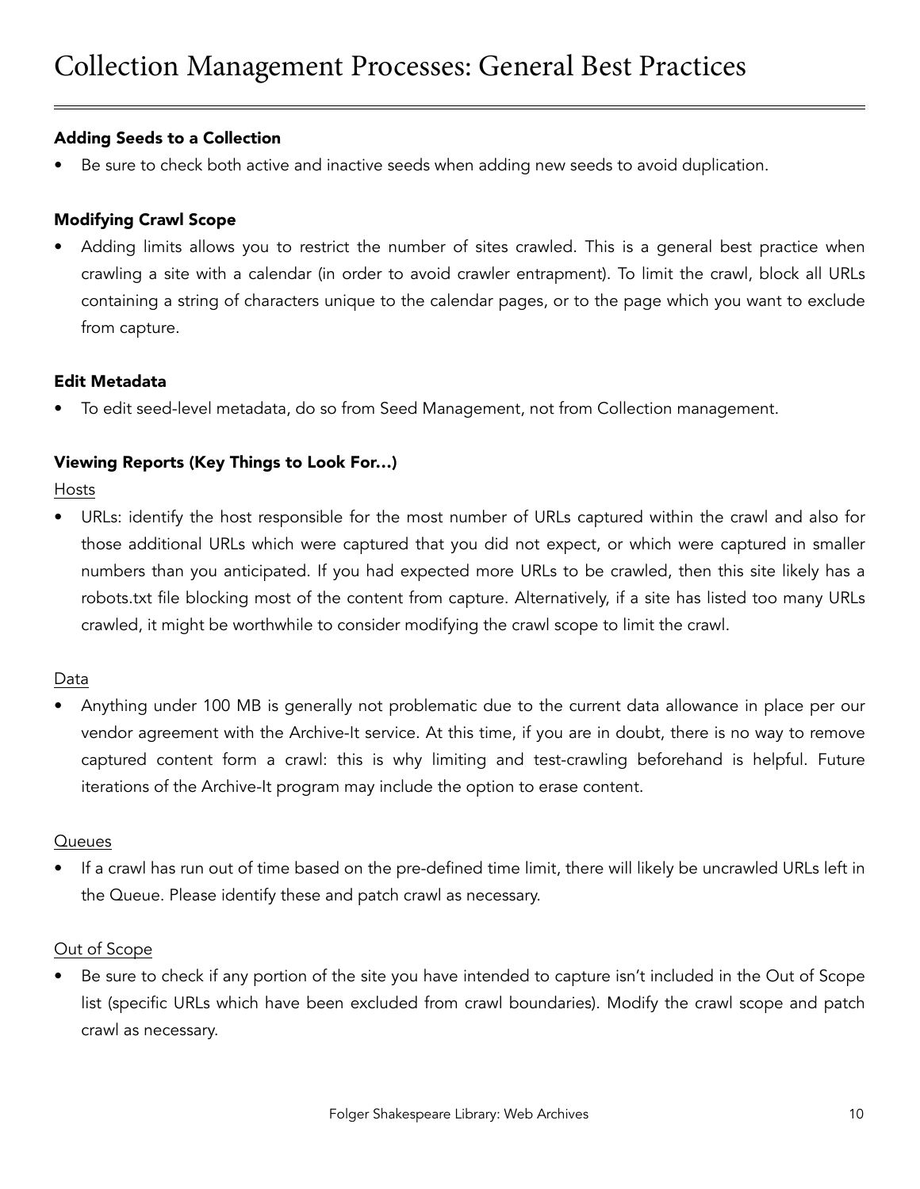# Collection Management Processes: General Best Practices

**Adding Seeds to a Collection**

- Be sure to check both active and inactive seeds when adding new seeds to avoid duplication.

**Modifying Crawl Scope**

- Adding limits allows you to restrict the number of sites crawled. This is a general best practice when crawling a site with a calendar (in order to avoid crawler entrapment). To limit the crawl, block all URLs containing a string of characters unique to the calendar pages, or to the page which you want to exclude from capture.

**Edit Metadata**

- To edit seed-level metadata, do so from Seed Management, not from Collection management.

**Viewing Reports (Key Things to Look For…)**

<u>Hosts</u>

- URLs: identify the host responsible for the most number of URLs captured within the crawl and also for those additional URLs which were captured that you did not expect, or which were captured in smaller numbers than you anticipated. If you had expected more URLs to be crawled, then this site likely has a robots.txt file blocking most of the content from capture. Alternatively, if a site has listed too many URLs crawled, it might be worthwhile to consider modifying the crawl scope to limit the crawl.

<u>Data</u>

- Anything under 100 MB is generally not problematic due to the current data allowance in place per our vendor agreement with the Archive-It service. At this time, if you are in doubt, there is no way to remove captured content form a crawl: this is why limiting and test-crawling beforehand is helpful. Future iterations of the Archive-It program may include the option to erase content.

<u>Queues</u>

- If a crawl has run out of time based on the pre-defined time limit, there will likely be uncrawled URLs left in the Queue. Please identify these and patch crawl as necessary.

<u>Out of Scope</u>

- Be sure to check if any portion of the site you have intended to capture isn't included in the Out of Scope list (specific URLs which have been excluded from crawl boundaries). Modify the crawl scope and patch crawl as necessary.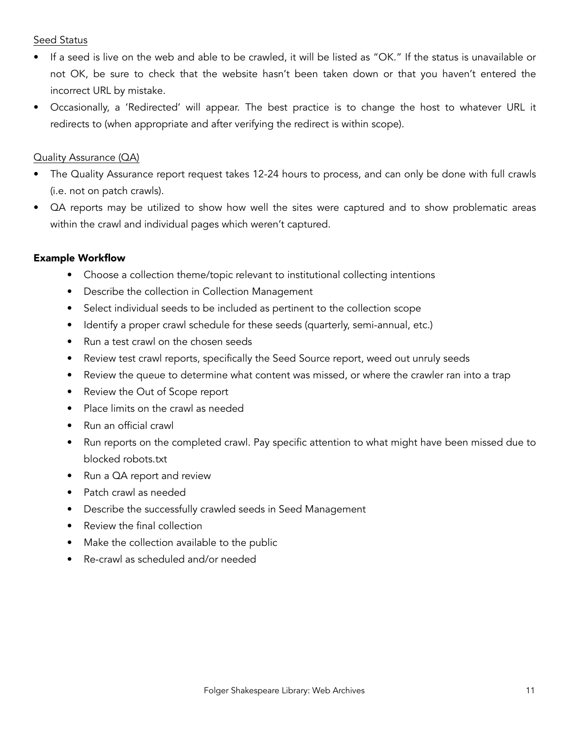<u>Seed Status</u>

- If a seed is live on the web and able to be crawled, it will be listed as "OK." If the status is unavailable or not OK, be sure to check that the website hasn't been taken down or that you haven't entered the incorrect URL by mistake.
- Occasionally, a 'Redirected' will appear. The best practice is to change the host to whatever URL it redirects to (when appropriate and after verifying the redirect is within scope).

<u>Quality Assurance (QA)</u>

- The Quality Assurance report request takes 12-24 hours to process, and can only be done with full crawls (i.e. not on patch crawls).
- QA reports may be utilized to show how well the sites were captured and to show problematic areas within the crawl and individual pages which weren't captured.

**Example Workflow**

- Choose a collection theme/topic relevant to institutional collecting intentions
- Describe the collection in Collection Management
- Select individual seeds to be included as pertinent to the collection scope
- Identify a proper crawl schedule for these seeds (quarterly, semi-annual, etc.)
- Run a test crawl on the chosen seeds
- Review test crawl reports, specifically the Seed Source report, weed out unruly seeds
- Review the queue to determine what content was missed, or where the crawler ran into a trap
- Review the Out of Scope report
- Place limits on the crawl as needed
- Run an official crawl
- Run reports on the completed crawl. Pay specific attention to what might have been missed due to blocked robots.txt
- Run a QA report and review
- Patch crawl as needed
- Describe the successfully crawled seeds in Seed Management
- Review the final collection
- Make the collection available to the public
- Re-crawl as scheduled and/or needed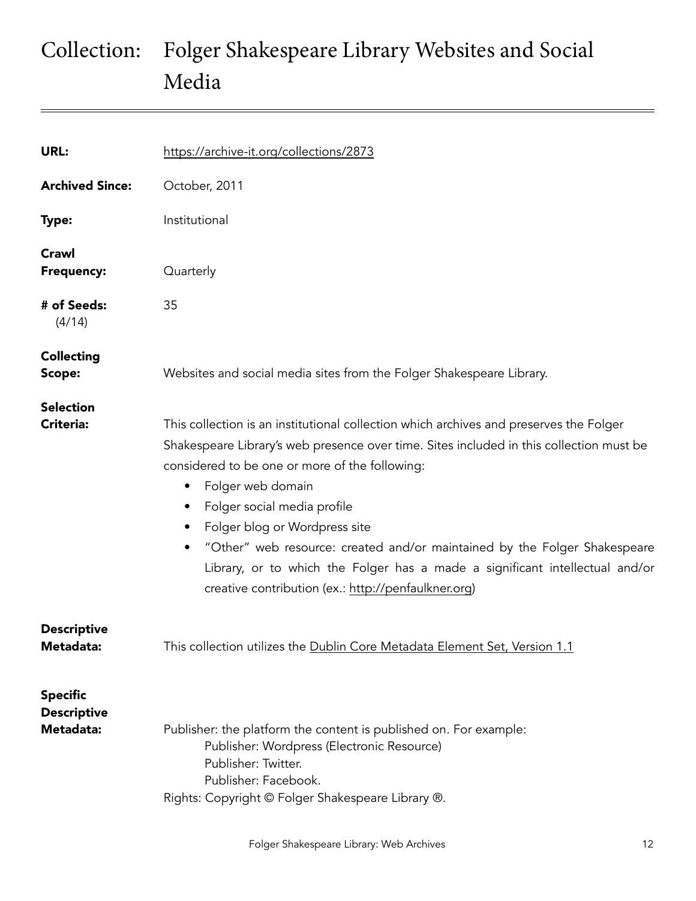# Collection: Folger Shakespeare Library Websites and Social Media

---

**URL:** https://archive-it.org/collections/2873

**Archived Since:** October, 2011

**Type:** Institutional

**Crawl Frequency:** Quarterly

**# of Seeds:** (4/14) 35

**Collecting Scope:** Websites and social media sites from the Folger Shakespeare Library.

**Selection Criteria:** This collection is an institutional collection which archives and preserves the Folger Shakespeare Library's web presence over time. Sites included in this collection must be considered to be one or more of the following:

- Folger web domain
- Folger social media profile
- Folger blog or Wordpress site
- "Other" web resource: created and/or maintained by the Folger Shakespeare Library, or to which the Folger has a made a significant intellectual and/or creative contribution (ex.: http://penfaulkner.org)

**Descriptive Metadata:** This collection utilizes the Dublin Core Metadata Element Set, Version 1.1

**Specific Descriptive Metadata:** Publisher: the platform the content is published on. For example:

Publisher: Wordpress (Electronic Resource)
Publisher: Twitter.
Publisher: Facebook.

Rights: Copyright © Folger Shakespeare Library ®.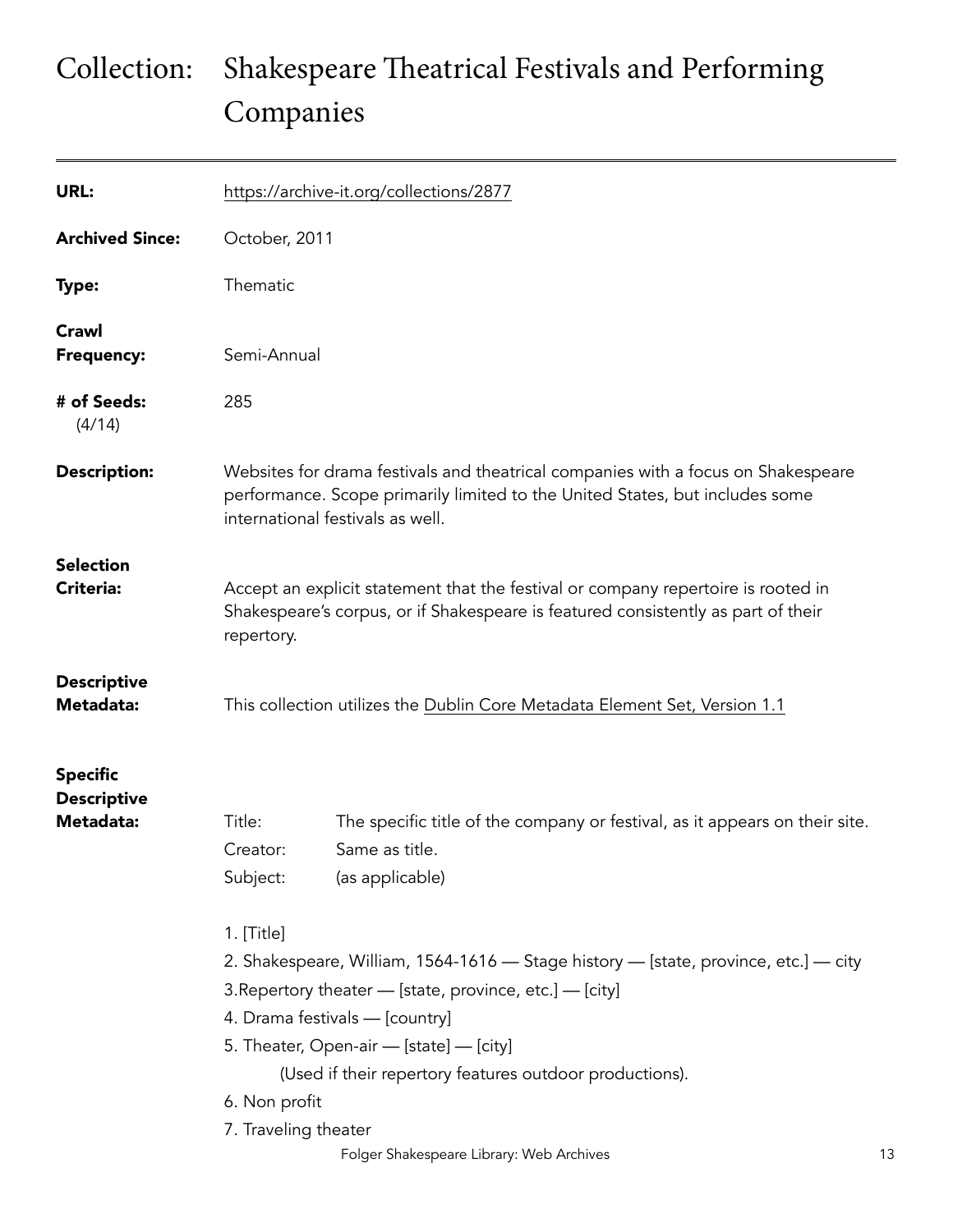# Collection: Shakespeare Theatrical Festivals and Performing Companies

**URL:** https://archive-it.org/collections/2877

**Archived Since:** October, 2011

**Type:** Thematic

**Crawl Frequency:** Semi-Annual

**# of Seeds:** (4/14) 285

**Description:** Websites for drama festivals and theatrical companies with a focus on Shakespeare performance. Scope primarily limited to the United States, but includes some international festivals as well.

**Selection Criteria:** Accept an explicit statement that the festival or company repertoire is rooted in Shakespeare's corpus, or if Shakespeare is featured consistently as part of their repertory.

**Descriptive Metadata:** This collection utilizes the Dublin Core Metadata Element Set, Version 1.1

**Specific Descriptive Metadata:**

Title: The specific title of the company or festival, as it appears on their site.
Creator: Same as title.
Subject: (as applicable)

1. [Title]
2. Shakespeare, William, 1564-1616 — Stage history — [state, province, etc.] — city
3. Repertory theater — [state, province, etc.] — [city]
4. Drama festivals — [country]
5. Theater, Open-air — [state] — [city]
   (Used if their repertory features outdoor productions).
6. Non profit
7. Traveling theater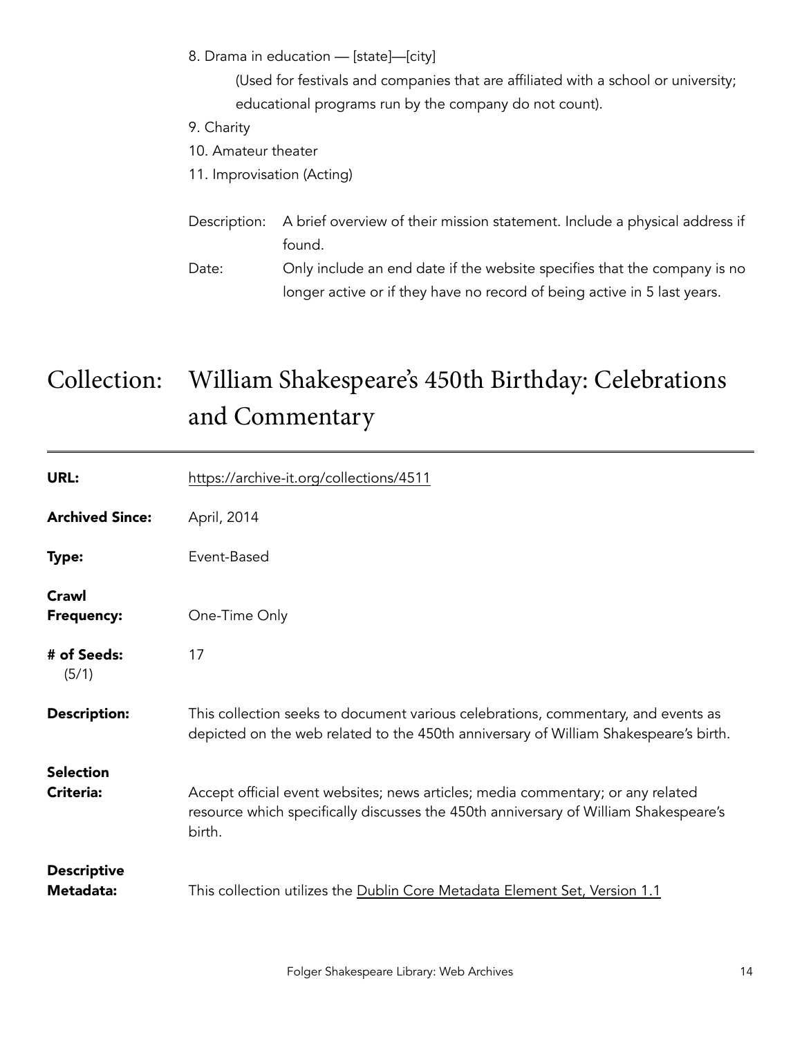8. Drama in education — [state]—[city]

    (Used for festivals and companies that are affiliated with a school or university; educational programs run by the company do not count).

9. Charity
10. Amateur theater
11. Improvisation (Acting)

| | |
|---|---|
| Description: | A brief overview of their mission statement. Include a physical address if found. |
| Date: | Only include an end date if the website specifies that the company is no longer active or if they have no record of being active in 5 last years. |

# Collection: William Shakespeare's 450th Birthday: Celebrations and Commentary

| | |
|---|---|
| **URL:** | https://archive-it.org/collections/4511 |
| **Archived Since:** | April, 2014 |
| **Type:** | Event-Based |
| **Crawl Frequency:** | One-Time Only |
| **# of Seeds:** (5/1) | 17 |
| **Description:** | This collection seeks to document various celebrations, commentary, and events as depicted on the web related to the 450th anniversary of William Shakespeare's birth. |
| **Selection Criteria:** | Accept official event websites; news articles; media commentary; or any related resource which specifically discusses the 450th anniversary of William Shakespeare's birth. |
| **Descriptive Metadata:** | This collection utilizes the Dublin Core Metadata Element Set, Version 1.1 |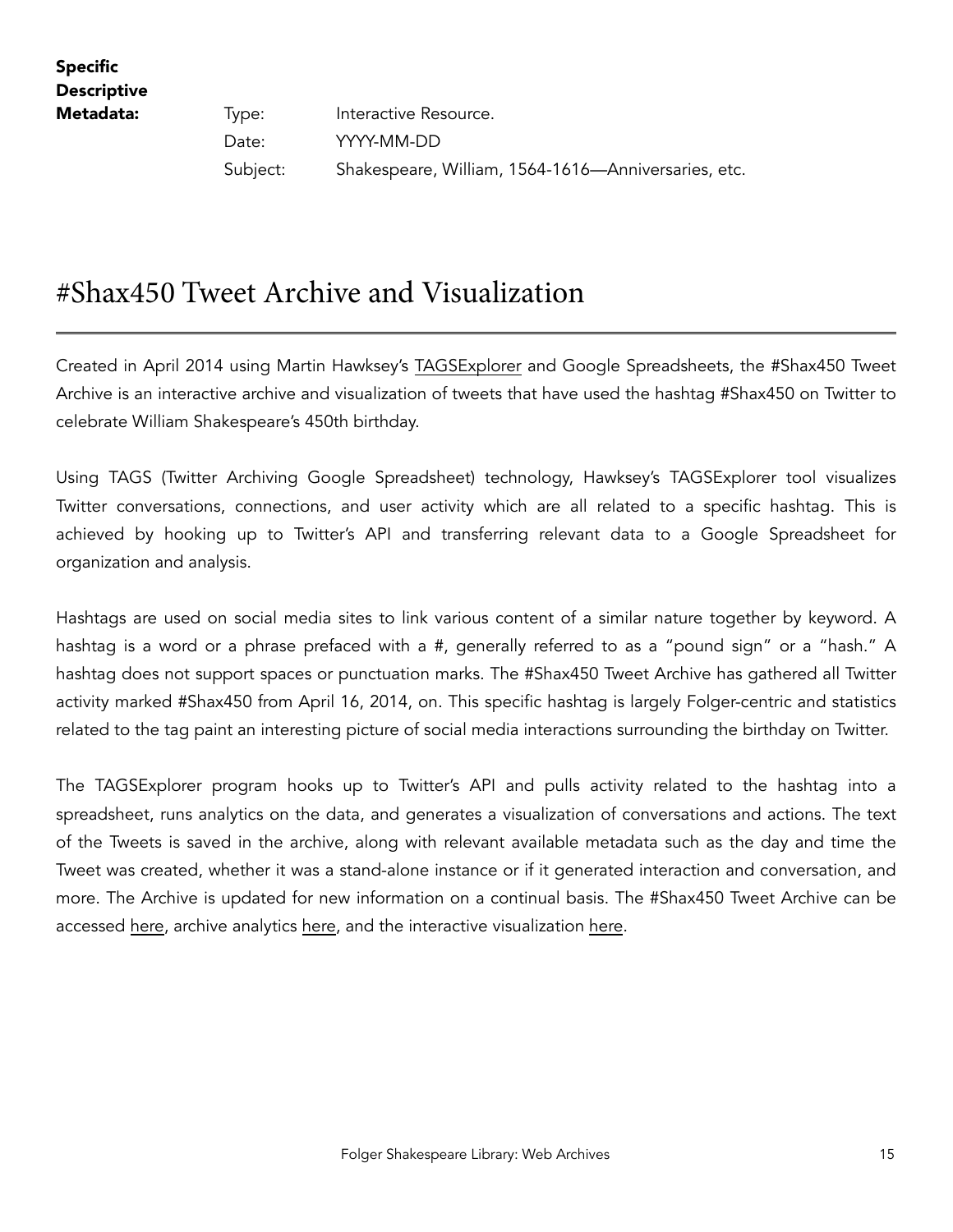**Specific Descriptive Metadata:**

| | |
|---|---|
| Type: | Interactive Resource. |
| Date: | YYYY-MM-DD |
| Subject: | Shakespeare, William, 1564-1616—Anniversaries, etc. |

# #Shax450 Tweet Archive and Visualization

Created in April 2014 using Martin Hawksey's TAGSExplorer and Google Spreadsheets, the #Shax450 Tweet Archive is an interactive archive and visualization of tweets that have used the hashtag #Shax450 on Twitter to celebrate William Shakespeare's 450th birthday.

Using TAGS (Twitter Archiving Google Spreadsheet) technology, Hawksey's TAGSExplorer tool visualizes Twitter conversations, connections, and user activity which are all related to a specific hashtag. This is achieved by hooking up to Twitter's API and transferring relevant data to a Google Spreadsheet for organization and analysis.

Hashtags are used on social media sites to link various content of a similar nature together by keyword. A hashtag is a word or a phrase prefaced with a #, generally referred to as a "pound sign" or a "hash." A hashtag does not support spaces or punctuation marks. The #Shax450 Tweet Archive has gathered all Twitter activity marked #Shax450 from April 16, 2014, on. This specific hashtag is largely Folger-centric and statistics related to the tag paint an interesting picture of social media interactions surrounding the birthday on Twitter.

The TAGSExplorer program hooks up to Twitter's API and pulls activity related to the hashtag into a spreadsheet, runs analytics on the data, and generates a visualization of conversations and actions. The text of the Tweets is saved in the archive, along with relevant available metadata such as the day and time the Tweet was created, whether it was a stand-alone instance or if it generated interaction and conversation, and more. The Archive is updated for new information on a continual basis. The #Shax450 Tweet Archive can be accessed here, archive analytics here, and the interactive visualization here.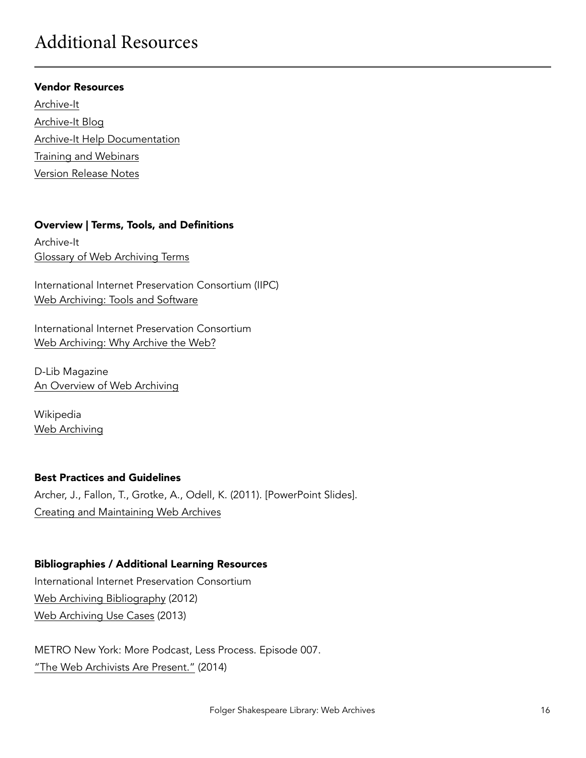# Additional Resources

**Vendor Resources**

Archive-It

Archive-It Blog

Archive-It Help Documentation

Training and Webinars

Version Release Notes

**Overview | Terms, Tools, and Definitions**

Archive-It
Glossary of Web Archiving Terms

International Internet Preservation Consortium (IIPC)
Web Archiving: Tools and Software

International Internet Preservation Consortium
Web Archiving: Why Archive the Web?

D-Lib Magazine
An Overview of Web Archiving

Wikipedia
Web Archiving

**Best Practices and Guidelines**

Archer, J., Fallon, T., Grotke, A., Odell, K. (2011). [PowerPoint Slides].
Creating and Maintaining Web Archives

**Bibliographies / Additional Learning Resources**

International Internet Preservation Consortium
Web Archiving Bibliography (2012)
Web Archiving Use Cases (2013)

METRO New York: More Podcast, Less Process. Episode 007.
"The Web Archivists Are Present." (2014)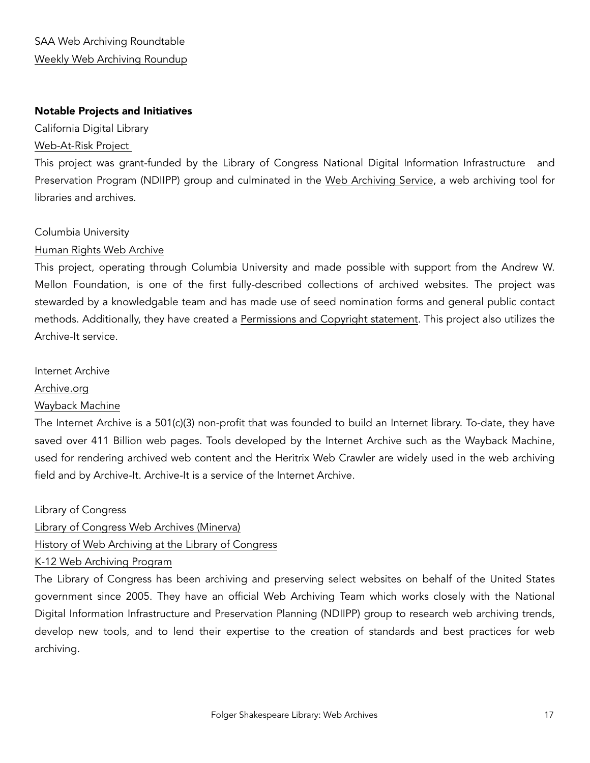SAA Web Archiving Roundtable

Weekly Web Archiving Roundup

**Notable Projects and Initiatives**

California Digital Library

Web-At-Risk Project

This project was grant-funded by the Library of Congress National Digital Information Infrastructure and Preservation Program (NDIIPP) group and culminated in the Web Archiving Service, a web archiving tool for libraries and archives.

Columbia University

Human Rights Web Archive

This project, operating through Columbia University and made possible with support from the Andrew W. Mellon Foundation, is one of the first fully-described collections of archived websites. The project was stewarded by a knowledgable team and has made use of seed nomination forms and general public contact methods. Additionally, they have created a Permissions and Copyright statement. This project also utilizes the Archive-It service.

Internet Archive

Archive.org

Wayback Machine

The Internet Archive is a 501(c)(3) non-profit that was founded to build an Internet library. To-date, they have saved over 411 Billion web pages. Tools developed by the Internet Archive such as the Wayback Machine, used for rendering archived web content and the Heritrix Web Crawler are widely used in the web archiving field and by Archive-It. Archive-It is a service of the Internet Archive.

Library of Congress

Library of Congress Web Archives (Minerva)

History of Web Archiving at the Library of Congress

K-12 Web Archiving Program

The Library of Congress has been archiving and preserving select websites on behalf of the United States government since 2005. They have an official Web Archiving Team which works closely with the National Digital Information Infrastructure and Preservation Planning (NDIIPP) group to research web archiving trends, develop new tools, and to lend their expertise to the creation of standards and best practices for web archiving.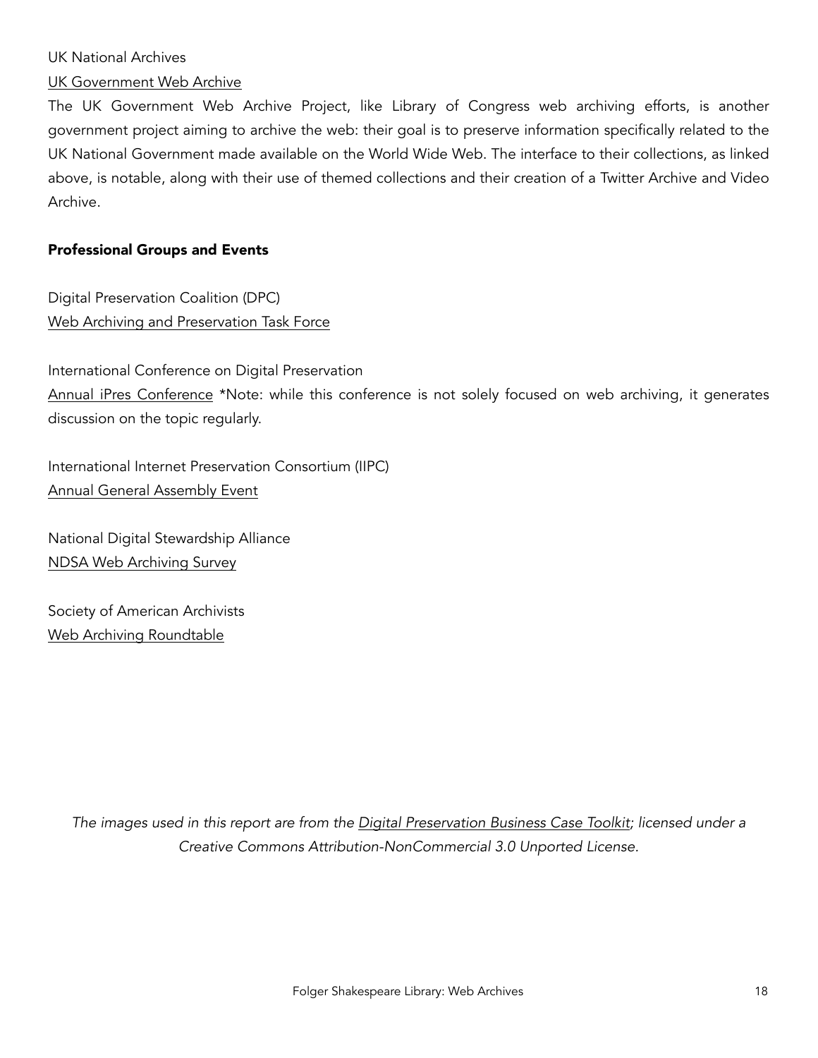UK National Archives

UK Government Web Archive

The UK Government Web Archive Project, like Library of Congress web archiving efforts, is another government project aiming to archive the web: their goal is to preserve information specifically related to the UK National Government made available on the World Wide Web. The interface to their collections, as linked above, is notable, along with their use of themed collections and their creation of a Twitter Archive and Video Archive.

**Professional Groups and Events**

Digital Preservation Coalition (DPC)

Web Archiving and Preservation Task Force

International Conference on Digital Preservation

Annual iPres Conference *Note: while this conference is not solely focused on web archiving, it generates discussion on the topic regularly.

International Internet Preservation Consortium (IIPC)

Annual General Assembly Event

National Digital Stewardship Alliance

NDSA Web Archiving Survey

Society of American Archivists

Web Archiving Roundtable

*The images used in this report are from the Digital Preservation Business Case Toolkit; licensed under a Creative Commons Attribution-NonCommercial 3.0 Unported License.*